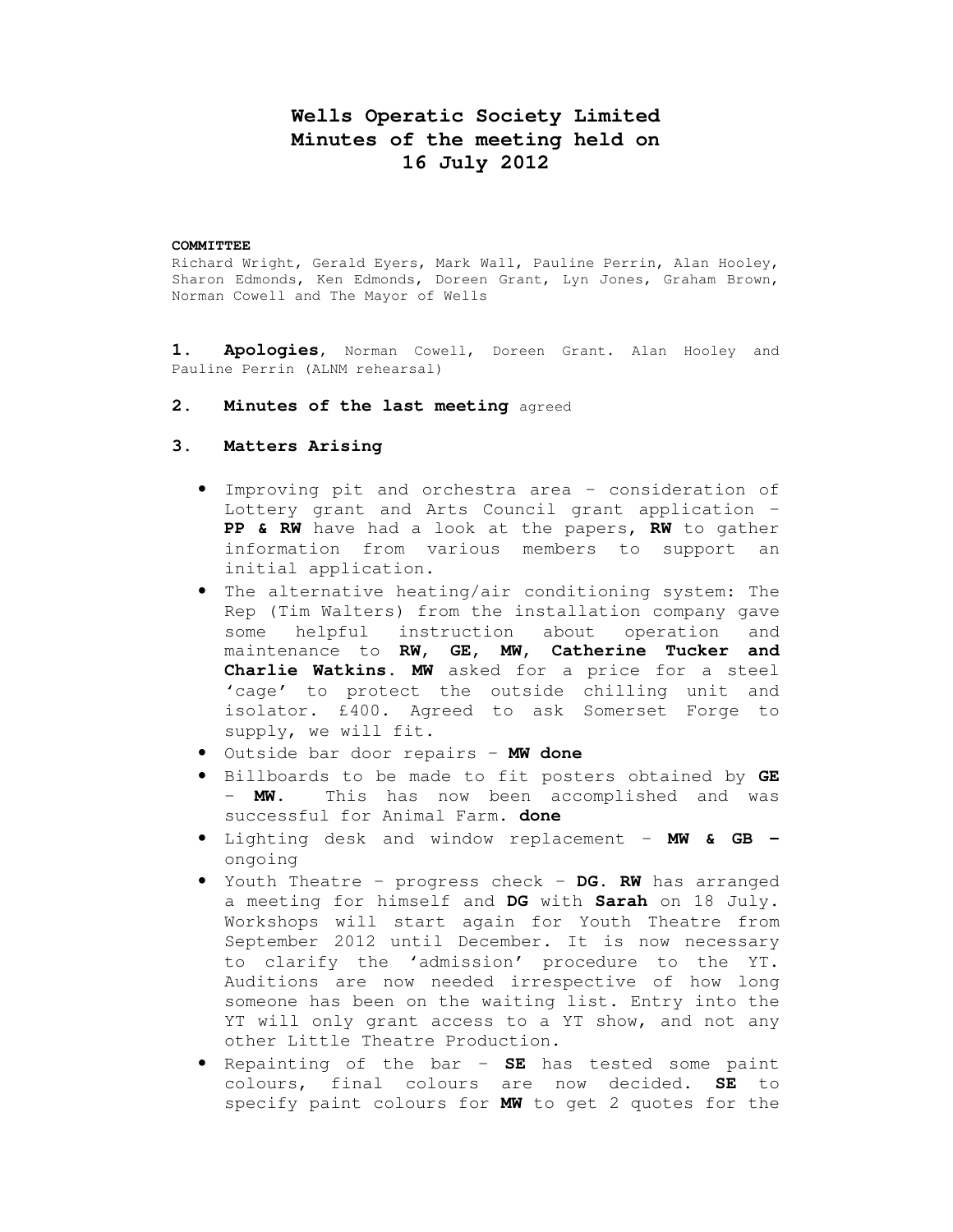# Wells Operatic Society Limited
# Minutes of the meeting held on
# 16 July 2012

**COMMITTEE**
Richard Wright, Gerald Eyers, Mark Wall, Pauline Perrin, Alan Hooley, Sharon Edmonds, Ken Edmonds, Doreen Grant, Lyn Jones, Graham Brown, Norman Cowell and The Mayor of Wells

**1. Apologies**, Norman Cowell, Doreen Grant. Alan Hooley and Pauline Perrin (ALNM rehearsal)

**2. Minutes of the last meeting** agreed

**3. Matters Arising**

- Improving pit and orchestra area – consideration of Lottery grant and Arts Council grant application – **PP & RW** have had a look at the papers, **RW** to gather information from various members to support an initial application.
- The alternative heating/air conditioning system: The Rep (Tim Walters) from the installation company gave some helpful instruction about operation and maintenance to **RW, GE, MW, Catherine Tucker and Charlie Watkins**. **MW** asked for a price for a steel 'cage' to protect the outside chilling unit and isolator. £400. Agreed to ask Somerset Forge to supply, we will fit.
- Outside bar door repairs – **MW done**
- Billboards to be made to fit posters obtained by **GE** – **MW**. This has now been accomplished and was successful for Animal Farm. **done**
- Lighting desk and window replacement – **MW & GB –** ongoing
- Youth Theatre – progress check – **DG**. **RW** has arranged a meeting for himself and **DG** with **Sarah** on 18 July. Workshops will start again for Youth Theatre from September 2012 until December. It is now necessary to clarify the 'admission' procedure to the YT. Auditions are now needed irrespective of how long someone has been on the waiting list. Entry into the YT will only grant access to a YT show, and not any other Little Theatre Production.
- Repainting of the bar – **SE** has tested some paint colours, final colours are now decided. **SE** to specify paint colours for **MW** to get 2 quotes for the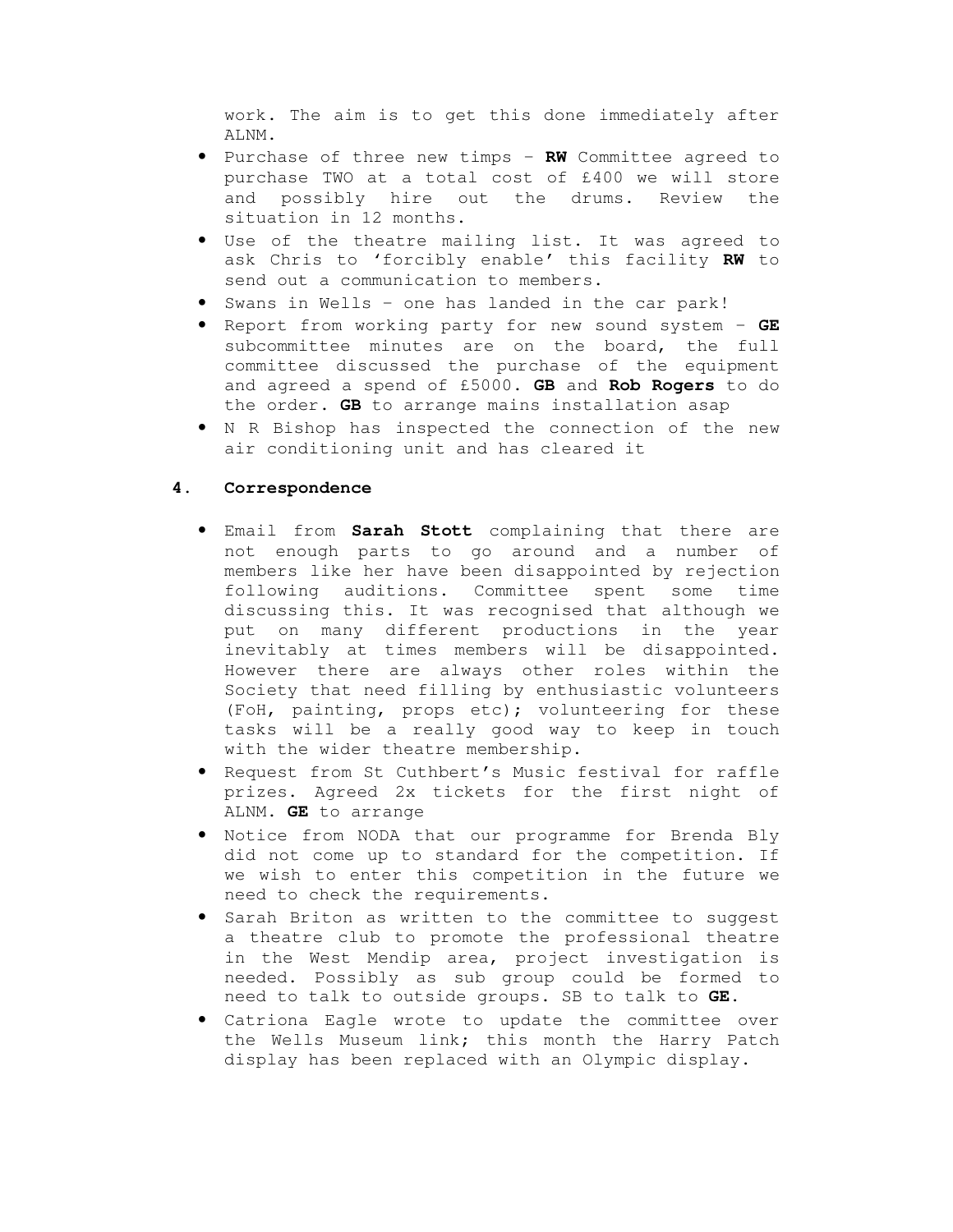work. The aim is to get this done immediately after ALNM.

- Purchase of three new timps – **RW** Committee agreed to purchase TWO at a total cost of £400 we will store and possibly hire out the drums. Review the situation in 12 months.
- Use of the theatre mailing list. It was agreed to ask Chris to 'forcibly enable' this facility **RW** to send out a communication to members.
- Swans in Wells – one has landed in the car park!
- Report from working party for new sound system – **GE** subcommittee minutes are on the board, the full committee discussed the purchase of the equipment and agreed a spend of £5000. **GB** and **Rob Rogers** to do the order. **GB** to arrange mains installation asap
- N R Bishop has inspected the connection of the new air conditioning unit and has cleared it

## 4. Correspondence

- Email from **Sarah Stott** complaining that there are not enough parts to go around and a number of members like her have been disappointed by rejection following auditions. Committee spent some time discussing this. It was recognised that although we put on many different productions in the year inevitably at times members will be disappointed. However there are always other roles within the Society that need filling by enthusiastic volunteers (FoH, painting, props etc); volunteering for these tasks will be a really good way to keep in touch with the wider theatre membership.
- Request from St Cuthbert's Music festival for raffle prizes. Agreed 2x tickets for the first night of ALNM. **GE** to arrange
- Notice from NODA that our programme for Brenda Bly did not come up to standard for the competition. If we wish to enter this competition in the future we need to check the requirements.
- Sarah Briton as written to the committee to suggest a theatre club to promote the professional theatre in the West Mendip area, project investigation is needed. Possibly as sub group could be formed to need to talk to outside groups. SB to talk to **GE**.
- Catriona Eagle wrote to update the committee over the Wells Museum link; this month the Harry Patch display has been replaced with an Olympic display.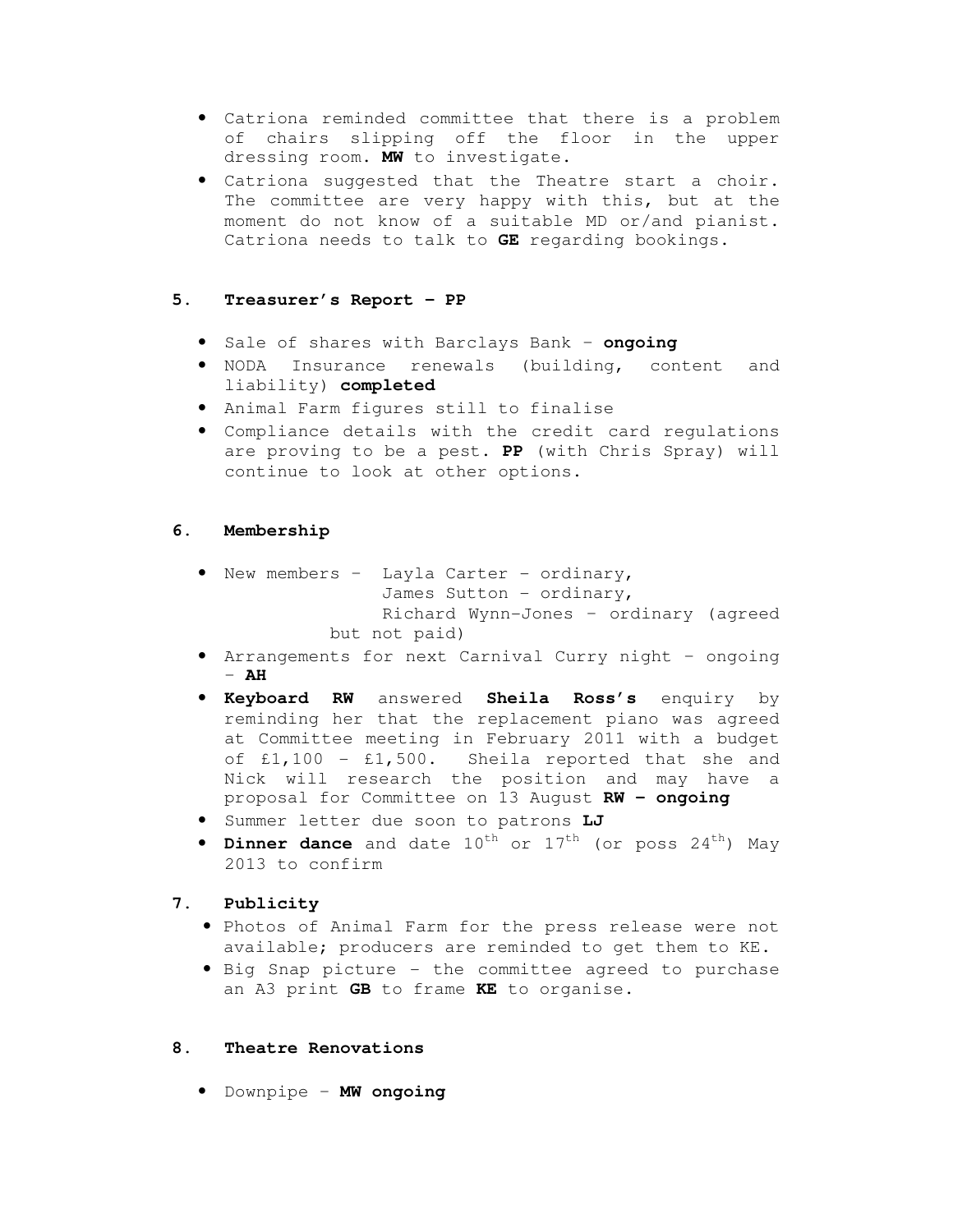- Catriona reminded committee that there is a problem of chairs slipping off the floor in the upper dressing room. **MW** to investigate.
- Catriona suggested that the Theatre start a choir. The committee are very happy with this, but at the moment do not know of a suitable MD or/and pianist. Catriona needs to talk to **GE** regarding bookings.

## 5. Treasurer's Report – PP

- Sale of shares with Barclays Bank – **ongoing**
- NODA Insurance renewals (building, content and liability) **completed**
- Animal Farm figures still to finalise
- Compliance details with the credit card regulations are proving to be a pest. **PP** (with Chris Spray) will continue to look at other options.

## 6. Membership

- New members – Layla Carter – ordinary,
  James Sutton – ordinary,
  Richard Wynn-Jones – ordinary (agreed but not paid)
- Arrangements for next Carnival Curry night – ongoing – **AH**
- **Keyboard RW** answered **Sheila Ross's** enquiry by reminding her that the replacement piano was agreed at Committee meeting in February 2011 with a budget of £1,100 - £1,500. Sheila reported that she and Nick will research the position and may have a proposal for Committee on 13 August **RW – ongoing**
- Summer letter due soon to patrons **LJ**
- **Dinner dance** and date 10th or 17th (or poss 24th) May 2013 to confirm

## 7. Publicity

- Photos of Animal Farm for the press release were not available; producers are reminded to get them to KE.
- Big Snap picture – the committee agreed to purchase an A3 print **GB** to frame **KE** to organise.

## 8. Theatre Renovations

- Downpipe – **MW ongoing**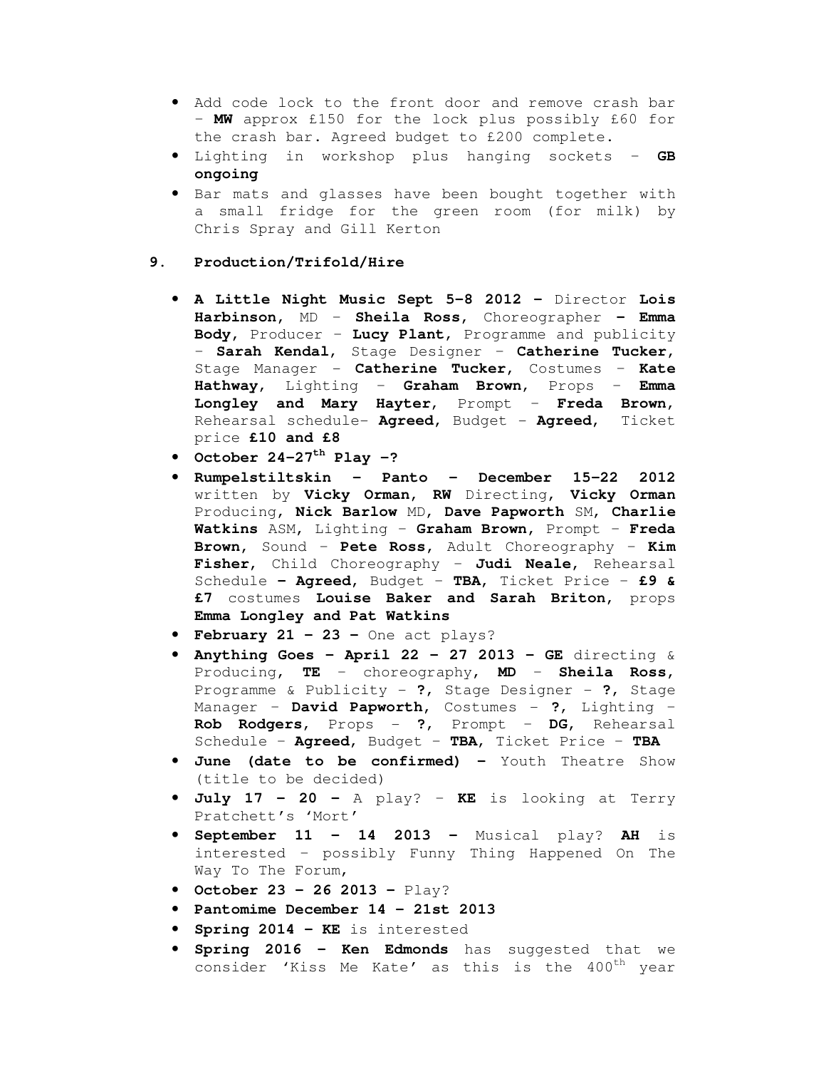- Add code lock to the front door and remove crash bar – **MW** approx £150 for the lock plus possibly £60 for the crash bar. Agreed budget to £200 complete.
- Lighting in workshop plus hanging sockets – **GB ongoing**
- Bar mats and glasses have been bought together with a small fridge for the green room (for milk) by Chris Spray and Gill Kerton

## 9. Production/Trifold/Hire

- **A Little Night Music Sept 5-8 2012 –** Director **Lois Harbinson**, MD – **Sheila Ross**, Choreographer **– Emma Body**, Producer – **Lucy Plant**, Programme and publicity – **Sarah Kendal**, Stage Designer – **Catherine Tucker**, Stage Manager – **Catherine Tucker**, Costumes – **Kate Hathway**, Lighting – **Graham Brown**, Props – **Emma Longley and Mary Hayter**, Prompt – **Freda Brown**, Rehearsal schedule– **Agreed**, Budget – **Agreed**, Ticket price **£10 and £8**
- **October 24-27th Play –?**
- **Rumpelstiltskin – Panto – December 15-22 2012** written by **Vicky Orman**, **RW** Directing, **Vicky Orman** Producing, **Nick Barlow** MD, **Dave Papworth** SM, **Charlie Watkins** ASM, Lighting – **Graham Brown**, Prompt – **Freda Brown**, Sound – **Pete Ross**, Adult Choreography – **Kim Fisher**, Child Choreography – **Judi Neale**, Rehearsal Schedule **– Agreed**, Budget – **TBA**, Ticket Price – **£9 & £7** costumes **Louise Baker and Sarah Briton**, props **Emma Longley and Pat Watkins**
- **February 21 – 23 –** One act plays?
- **Anything Goes – April 22 – 27 2013 – GE** directing & Producing, **TE** – choreography, **MD** – **Sheila Ross**, Programme & Publicity – **?**, Stage Designer – **?**, Stage Manager – **David Papworth**, Costumes – **?**, Lighting – **Rob Rodgers**, Props – **?**, Prompt – **DG**, Rehearsal Schedule – **Agreed**, Budget – **TBA**, Ticket Price – **TBA**
- **June (date to be confirmed) –** Youth Theatre Show (title to be decided)
- **July 17 – 20 –** A play? – **KE** is looking at Terry Pratchett's 'Mort'
- **September 11 – 14 2013 –** Musical play? **AH** is interested – possibly Funny Thing Happened On The Way To The Forum,
- **October 23 – 26 2013 –** Play?
- **Pantomime December 14 – 21st 2013**
- **Spring 2014 – KE** is interested
- **Spring 2016 – Ken Edmonds** has suggested that we consider 'Kiss Me Kate' as this is the 400th year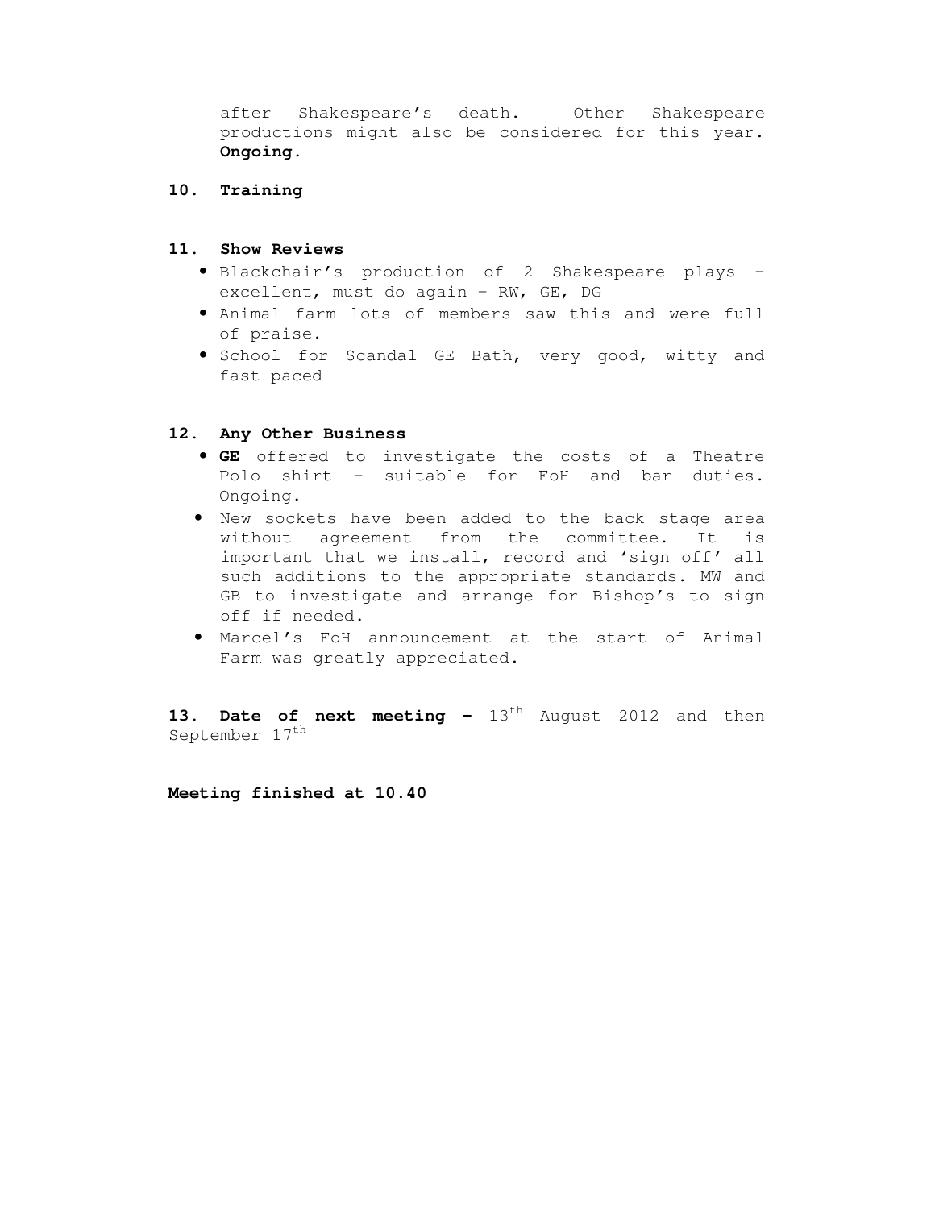after Shakespeare's death. Other Shakespeare productions might also be considered for this year. **Ongoing.**

## 10. Training

## 11. Show Reviews

- Blackchair's production of 2 Shakespeare plays – excellent, must do again – RW, GE, DG
- Animal farm lots of members saw this and were full of praise.
- School for Scandal GE Bath, very good, witty and fast paced

## 12. Any Other Business

- **GE** offered to investigate the costs of a Theatre Polo shirt – suitable for FoH and bar duties. Ongoing.
- New sockets have been added to the back stage area without agreement from the committee. It is important that we install, record and 'sign off' all such additions to the appropriate standards. MW and GB to investigate and arrange for Bishop's to sign off if needed.
- Marcel's FoH announcement at the start of Animal Farm was greatly appreciated.

**13. Date of next meeting –** 13th August 2012 and then September 17th

**Meeting finished at 10.40**